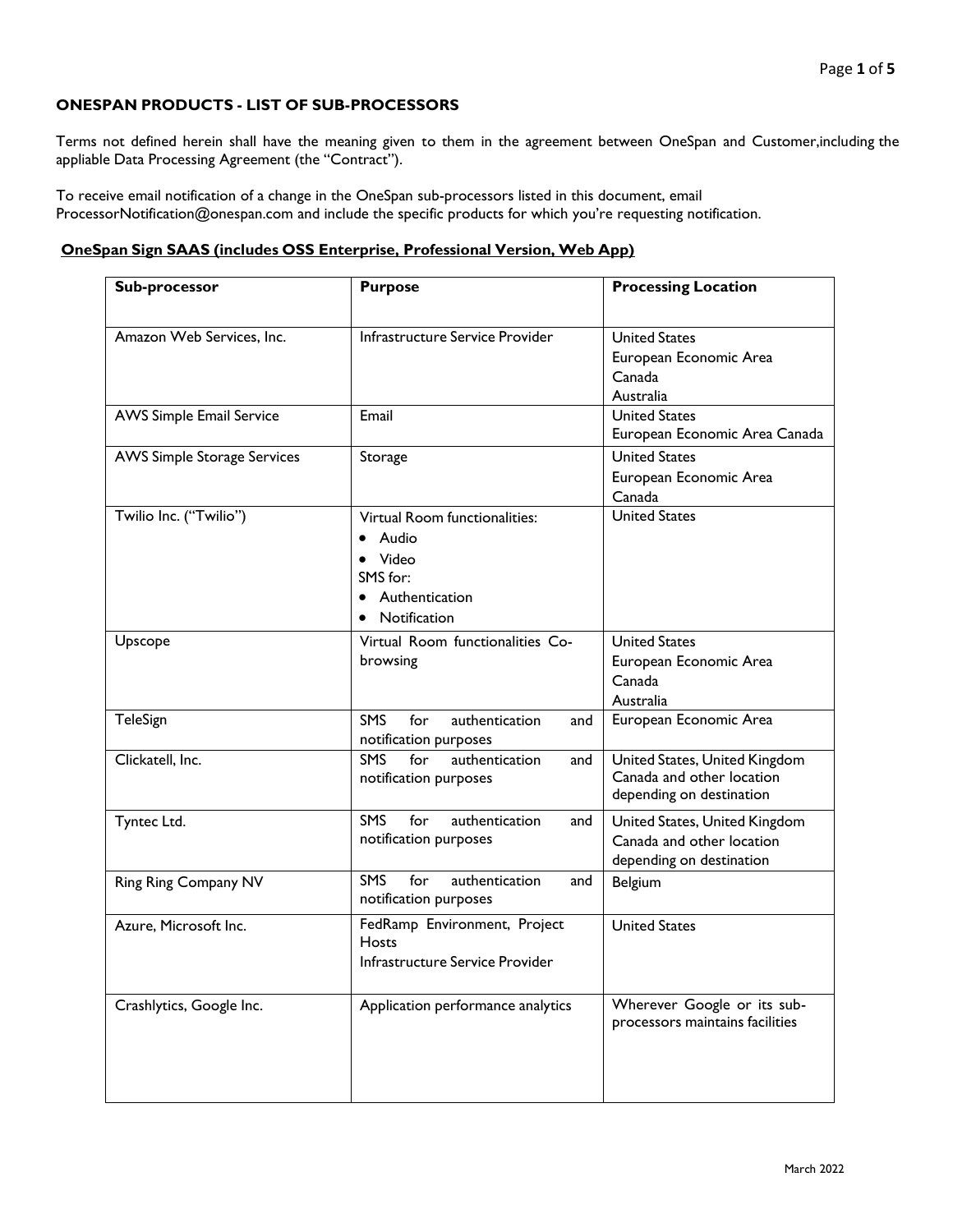## ONESPAN PRODUCTS - LIST OF SUB-PROCESSORS

Terms not defined herein shall have the meaning given to them in the agreement between OneSpan and Customer,including the appliable Data Processing Agreement (the "Contract").

To receive email notification of a change in the OneSpan sub-processors listed in this document, email ProcessorNotification@onespan.com and include the specific products for which you're requesting notification.

### OneSpan Sign SAAS (includes OSS Enterprise, Professional Version, Web App)

| Sub-processor | Purpose | Processing Location |
|---|---|---|
| Amazon Web Services, Inc. | Infrastructure Service Provider | United States<br>European Economic Area<br>Canada<br>Australia |
| AWS Simple Email Service | Email | United States<br>European Economic Area Canada |
| AWS Simple Storage Services | Storage | United States<br>European Economic Area<br>Canada |
| Twilio Inc. ("Twilio") | Virtual Room functionalities:<br>• Audio<br>• Video<br>SMS for:<br>• Authentication<br>• Notification | United States |
| Upscope | Virtual Room functionalities Co-browsing | United States<br>European Economic Area<br>Canada<br>Australia |
| TeleSign | SMS for authentication and notification purposes | European Economic Area |
| Clickatell, Inc. | SMS for authentication and notification purposes | United States, United Kingdom Canada and other location depending on destination |
| Tyntec Ltd. | SMS for authentication and notification purposes | United States, United Kingdom Canada and other location depending on destination |
| Ring Ring Company NV | SMS for authentication and notification purposes | Belgium |
| Azure, Microsoft Inc. | FedRamp Environment, Project Hosts<br>Infrastructure Service Provider | United States |
| Crashlytics, Google Inc. | Application performance analytics | Wherever Google or its sub-processors maintains facilities |

March 2022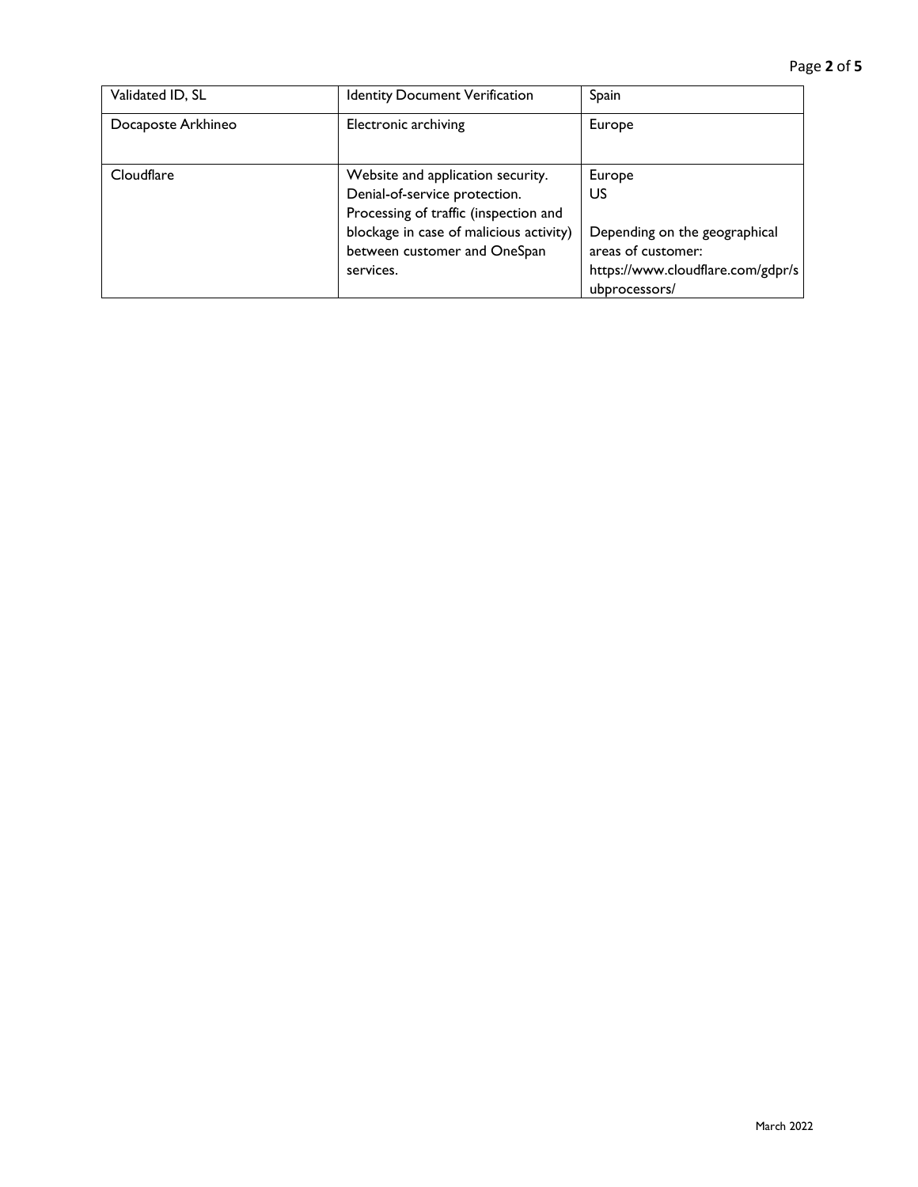| | | |
|---|---|---|
| Validated ID, SL | Identity Document Verification | Spain |
| Docaposte Arkhineo | Electronic archiving | Europe |
| Cloudflare | Website and application security.<br>Denial-of-service protection.<br>Processing of traffic (inspection and blockage in case of malicious activity) between customer and OneSpan services. | Europe<br>US<br><br>Depending on the geographical areas of customer: https://www.cloudflare.com/gdpr/subprocessors/ |

March 2022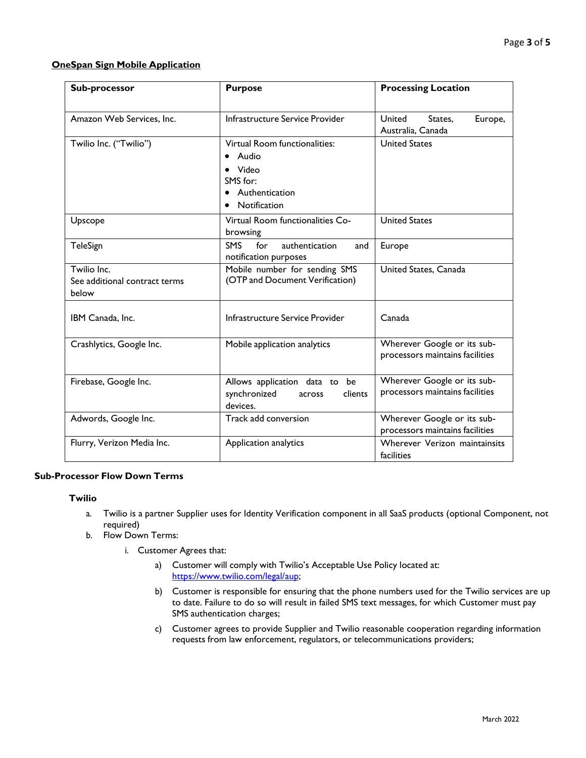**OneSpan Sign Mobile Application**

| Sub-processor | Purpose | Processing Location |
| --- | --- | --- |
| Amazon Web Services, Inc. | Infrastructure Service Provider | United States, Europe, Australia, Canada |
| Twilio Inc. ("Twilio") | Virtual Room functionalities:<br>• Audio<br>• Video<br>SMS for:<br>• Authentication<br>• Notification | United States |
| Upscope | Virtual Room functionalities Co-browsing | United States |
| TeleSign | SMS for authentication and notification purposes | Europe |
| Twilio Inc.<br>See additional contract terms below | Mobile number for sending SMS (OTP and Document Verification) | United States, Canada |
| IBM Canada, Inc. | Infrastructure Service Provider | Canada |
| Crashlytics, Google Inc. | Mobile application analytics | Wherever Google or its sub-processors maintains facilities |
| Firebase, Google Inc. | Allows application data to be synchronized across clients devices. | Wherever Google or its sub-processors maintains facilities |
| Adwords, Google Inc. | Track add conversion | Wherever Google or its sub-processors maintains facilities |
| Flurry, Verizon Media Inc. | Application analytics | Wherever Verizon maintainsits facilities |

**Sub-Processor Flow Down Terms**

**Twilio**

a. Twilio is a partner Supplier uses for Identity Verification component in all SaaS products (optional Component, not required)
b. Flow Down Terms:
   i. Customer Agrees that:
      a) Customer will comply with Twilio's Acceptable Use Policy located at: https://www.twilio.com/legal/aup;
      b) Customer is responsible for ensuring that the phone numbers used for the Twilio services are up to date. Failure to do so will result in failed SMS text messages, for which Customer must pay SMS authentication charges;
      c) Customer agrees to provide Supplier and Twilio reasonable cooperation regarding information requests from law enforcement, regulators, or telecommunications providers;

March 2022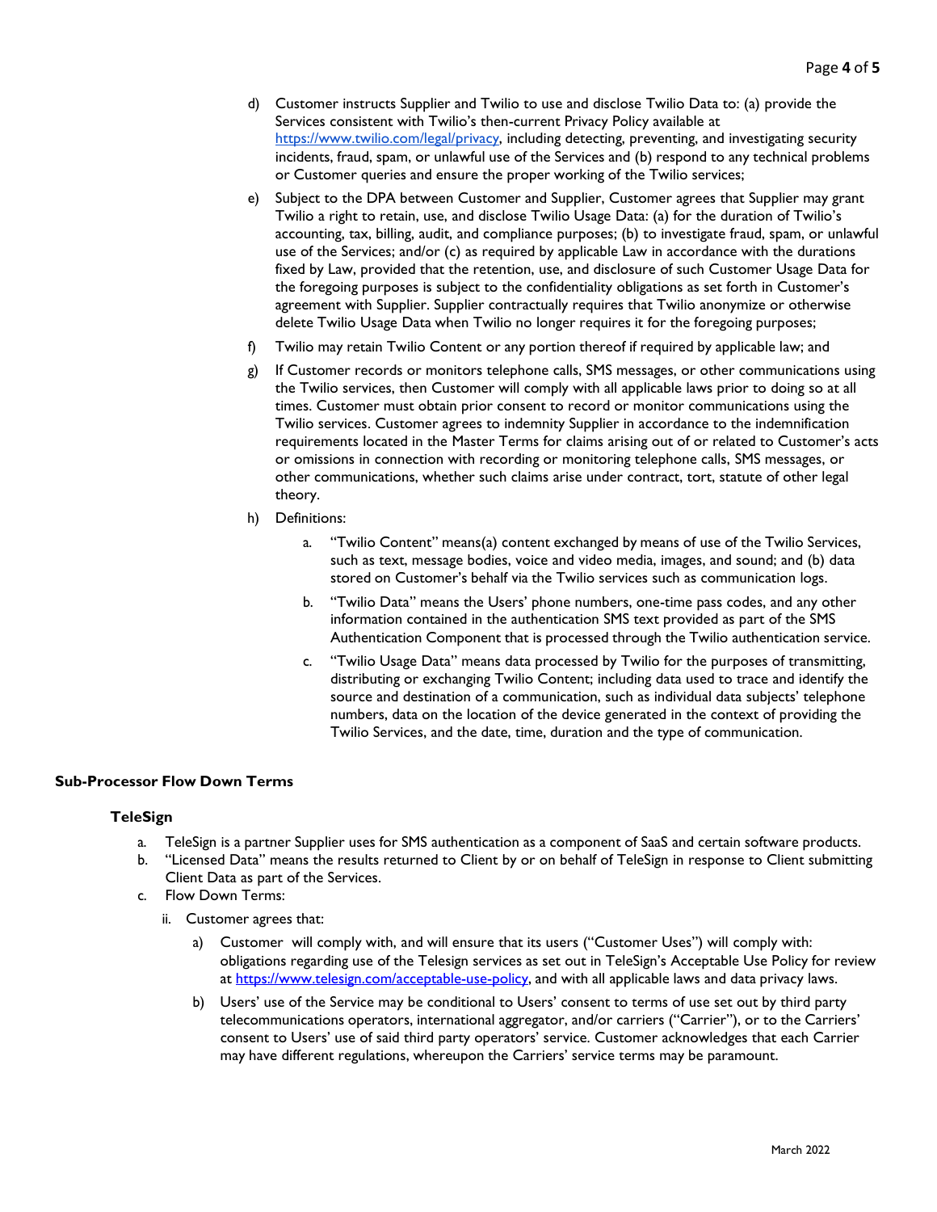d) Customer instructs Supplier and Twilio to use and disclose Twilio Data to: (a) provide the Services consistent with Twilio's then-current Privacy Policy available at [https://www.twilio.com/legal/privacy](https://www.twilio.com/legal/privacy), including detecting, preventing, and investigating security incidents, fraud, spam, or unlawful use of the Services and (b) respond to any technical problems or Customer queries and ensure the proper working of the Twilio services;

e) Subject to the DPA between Customer and Supplier, Customer agrees that Supplier may grant Twilio a right to retain, use, and disclose Twilio Usage Data: (a) for the duration of Twilio's accounting, tax, billing, audit, and compliance purposes; (b) to investigate fraud, spam, or unlawful use of the Services; and/or (c) as required by applicable Law in accordance with the durations fixed by Law, provided that the retention, use, and disclosure of such Customer Usage Data for the foregoing purposes is subject to the confidentiality obligations as set forth in Customer's agreement with Supplier. Supplier contractually requires that Twilio anonymize or otherwise delete Twilio Usage Data when Twilio no longer requires it for the foregoing purposes;

f) Twilio may retain Twilio Content or any portion thereof if required by applicable law; and

g) If Customer records or monitors telephone calls, SMS messages, or other communications using the Twilio services, then Customer will comply with all applicable laws prior to doing so at all times. Customer must obtain prior consent to record or monitor communications using the Twilio services. Customer agrees to indemnity Supplier in accordance to the indemnification requirements located in the Master Terms for claims arising out of or related to Customer's acts or omissions in connection with recording or monitoring telephone calls, SMS messages, or other communications, whether such claims arise under contract, tort, statute of other legal theory.

h) Definitions:

   a. "Twilio Content" means(a) content exchanged by means of use of the Twilio Services, such as text, message bodies, voice and video media, images, and sound; and (b) data stored on Customer's behalf via the Twilio services such as communication logs.

   b. "Twilio Data" means the Users' phone numbers, one-time pass codes, and any other information contained in the authentication SMS text provided as part of the SMS Authentication Component that is processed through the Twilio authentication service.

   c. "Twilio Usage Data" means data processed by Twilio for the purposes of transmitting, distributing or exchanging Twilio Content; including data used to trace and identify the source and destination of a communication, such as individual data subjects' telephone numbers, data on the location of the device generated in the context of providing the Twilio Services, and the date, time, duration and the type of communication.

## Sub-Processor Flow Down Terms

### TeleSign

a. TeleSign is a partner Supplier uses for SMS authentication as a component of SaaS and certain software products.

b. "Licensed Data" means the results returned to Client by or on behalf of TeleSign in response to Client submitting Client Data as part of the Services.

c. Flow Down Terms:

   ii. Customer agrees that:

      a) Customer will comply with, and will ensure that its users ("Customer Uses") will comply with: obligations regarding use of the Telesign services as set out in TeleSign's Acceptable Use Policy for review at [https://www.telesign.com/acceptable-use-policy](https://www.telesign.com/acceptable-use-policy), and with all applicable laws and data privacy laws.

      b) Users' use of the Service may be conditional to Users' consent to terms of use set out by third party telecommunications operators, international aggregator, and/or carriers ("Carrier"), or to the Carriers' consent to Users' use of said third party operators' service. Customer acknowledges that each Carrier may have different regulations, whereupon the Carriers' service terms may be paramount.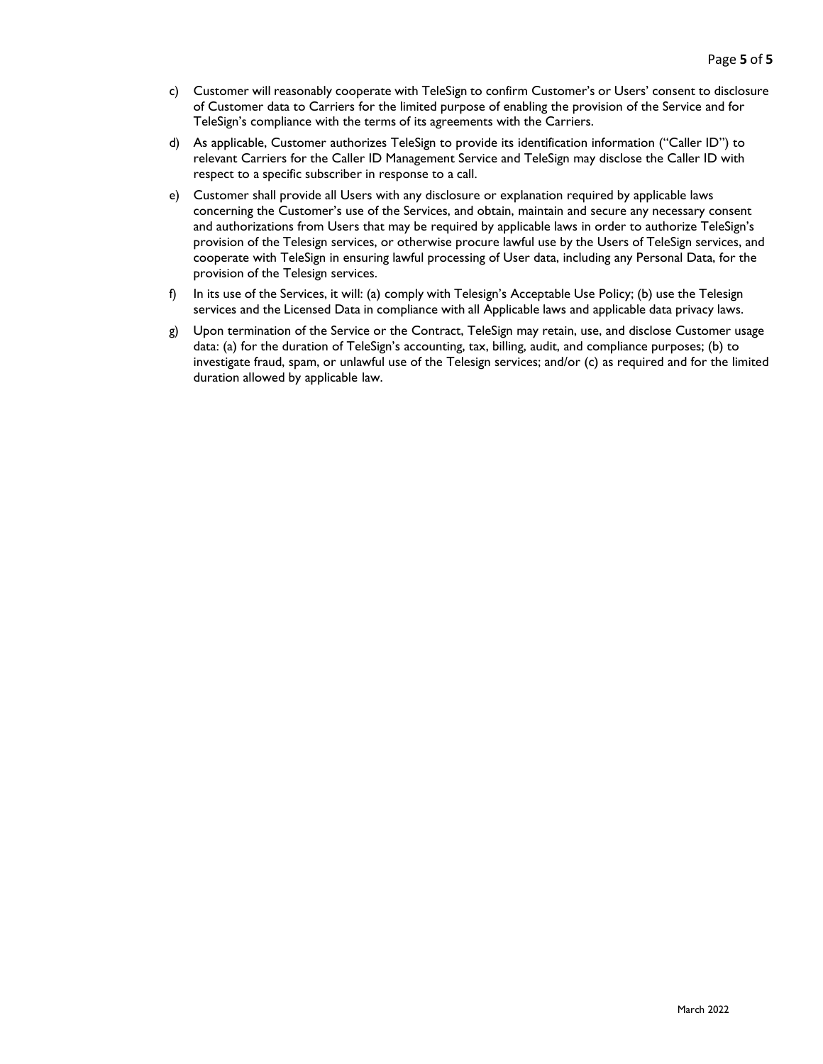c) Customer will reasonably cooperate with TeleSign to confirm Customer's or Users' consent to disclosure of Customer data to Carriers for the limited purpose of enabling the provision of the Service and for TeleSign's compliance with the terms of its agreements with the Carriers.

d) As applicable, Customer authorizes TeleSign to provide its identification information ("Caller ID") to relevant Carriers for the Caller ID Management Service and TeleSign may disclose the Caller ID with respect to a specific subscriber in response to a call.

e) Customer shall provide all Users with any disclosure or explanation required by applicable laws concerning the Customer's use of the Services, and obtain, maintain and secure any necessary consent and authorizations from Users that may be required by applicable laws in order to authorize TeleSign's provision of the Telesign services, or otherwise procure lawful use by the Users of TeleSign services, and cooperate with TeleSign in ensuring lawful processing of User data, including any Personal Data, for the provision of the Telesign services.

f) In its use of the Services, it will: (a) comply with Telesign's Acceptable Use Policy; (b) use the Telesign services and the Licensed Data in compliance with all Applicable laws and applicable data privacy laws.

g) Upon termination of the Service or the Contract, TeleSign may retain, use, and disclose Customer usage data: (a) for the duration of TeleSign's accounting, tax, billing, audit, and compliance purposes; (b) to investigate fraud, spam, or unlawful use of the Telesign services; and/or (c) as required and for the limited duration allowed by applicable law.

March 2022